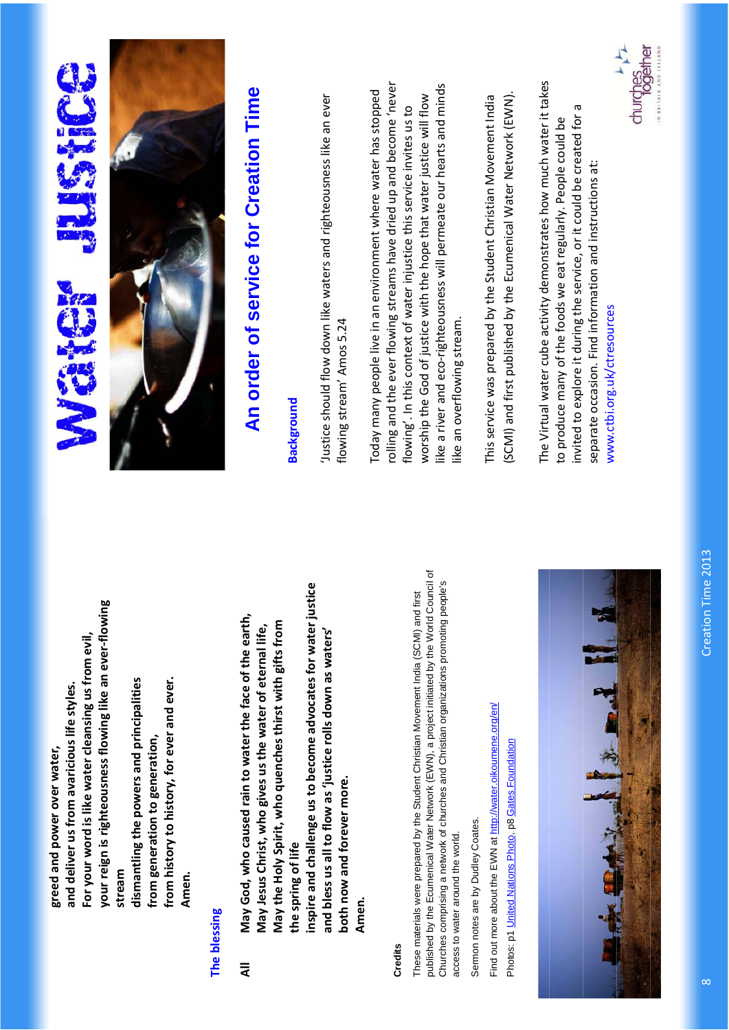greed and power over water,
and deliver us from avaricious life styles.
**For your word is like water cleansing us from evil,**
**your reign is righteousness flowing like an ever-flowing stream**
dismantling the powers and principalities
from generation to generation,
from history to history, for ever and ever.
Amen.

## The blessing

**All** **May God, who caused rain to water the face of the earth,**
**May Jesus Christ, who gives us the water of eternal life,**
**May the Holy Spirit, who quenches thirst with gifts from the spring of life**
**inspire and challenge us to become advocates for water justice**
**and bless us all to flow as 'justice rolls down as waters'**
**both now and forever more.**
**Amen.**

### Credits

These materials were prepared by the Student Christian Movement India (SCMI) and first published by the Ecumenical Water Network (EWN), a project initiated by the World Council of Churches comprising a network of churches and Christian organizations promoting people's access to water around the world.

Sermon notes are by Dudley Coates.

Find out more about the EWN at http://water.oikoumene.org/en/

Photos: p1 United Nations Photo, p8 Gates Foundation

# Water Justice

## An order of service for Creation Time

### Background

'Justice should flow down like waters and righteousness like an ever flowing stream' Amos 5.24

Today many people live in an environment where water has stopped rolling and the ever flowing streams have dried up and become 'never flowing'. In this context of water injustice this service invites us to worship the God of justice with the hope that water justice will flow like a river and eco-righteousness will permeate our hearts and minds like an overflowing stream.

This service was prepared by the Student Christian Movement India (SCMI) and first published by the Ecumenical Water Network (EWN).

The Virtual water cube activity demonstrates how much water it takes to produce many of the foods we eat regularly. People could be invited to explore it during the service, or it could be created for a separate occasion. Find information and instructions at: www.ctbi.org.uk/ctresources

churches together IN BRITAIN AND IRELAND

Creation Time 2013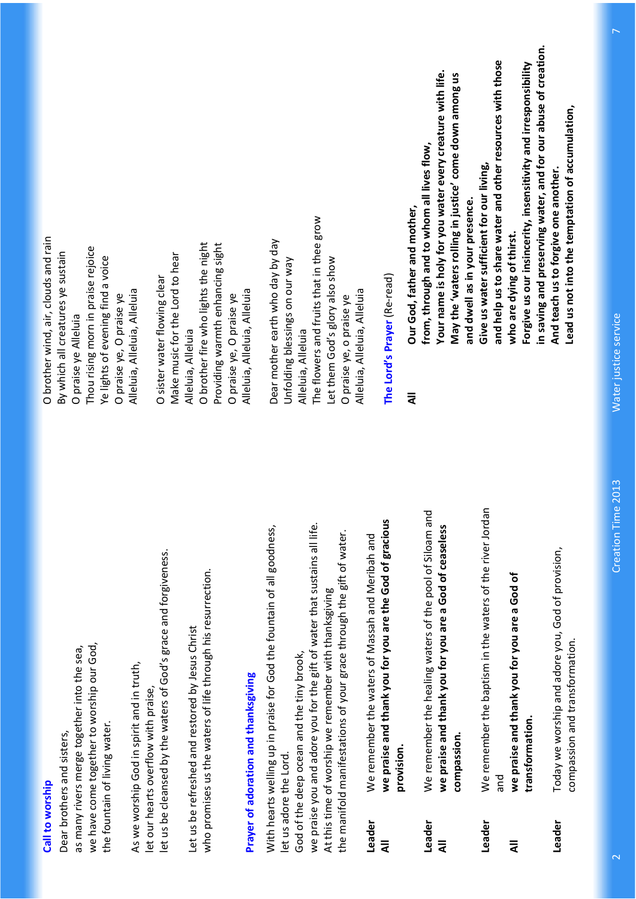## Call to worship

Dear brothers and sisters,
as many rivers merge together into the sea,
we have come together to worship our God,
the fountain of living water.

As we worship God in spirit and in truth,
let our hearts overflow with praise,
let us be cleansed by the waters of God's grace and forgiveness.

Let us be refreshed and restored by Jesus Christ
who promises us the waters of life through his resurrection.

## Prayer of adoration and thanksgiving

With hearts welling up in praise for God the fountain of all goodness,
let us adore the Lord.
God of the deep ocean and the tiny brook,
we praise you and adore you for the gift of water that sustains all life.
At this time of worship we remember with thanksgiving
the manifold manifestations of your grace through the gift of water.

**Leader** We remember the waters of Massah and Meribah and
**All** **we praise and thank you for you are the God of gracious provision.**

**Leader** We remember the healing waters of the pool of Siloam and
**All** **we praise and thank you for you are a God of ceaseless compassion.**

**Leader** We remember the baptism in the waters of the river Jordan and
**All** **we praise and thank you for you are a God of transformation.**

**Leader** Today we worship and adore you, God of provision, compassion and transformation.

O brother wind, air, clouds and rain
By which all creatures ye sustain
O praise ye Alleluia
Thou rising morn in praise rejoice
Ye lights of evening find a voice
O praise ye, O praise ye
Alleluia, Alleluia, Alleluia

O sister water flowing clear
Make music for the Lord to hear
Alleluia, Alleluia
O brother fire who lights the night
Providing warmth enhancing sight
O praise ye, O praise ye
Alleluia, Alleluia, Alleluia

Dear mother earth who day by day
Unfolding blessings on our way
Alleluia, Alleluia
The flowers and fruits that in thee grow
Let them God's glory also show
O praise ye, o praise ye
Alleluia, Alleluia, Alleluia

## The Lord's Prayer (Re-read)

**All** **Our God, father and mother,**
**from, through and to whom all lives flow,**
**Your name is holy for you water every creature with life.**
**May the 'waters rolling in justice' come down among us and dwell as in your presence.**
**Give us water sufficient for our living,**
**and help us to share water and other resources with those who are dying of thirst.**
**Forgive us our insincerity, insensitivity and irresponsibility in saving and preserving water, and for our abuse of creation.**
**And teach us to forgive one another.**
**Lead us not into the temptation of accumulation,**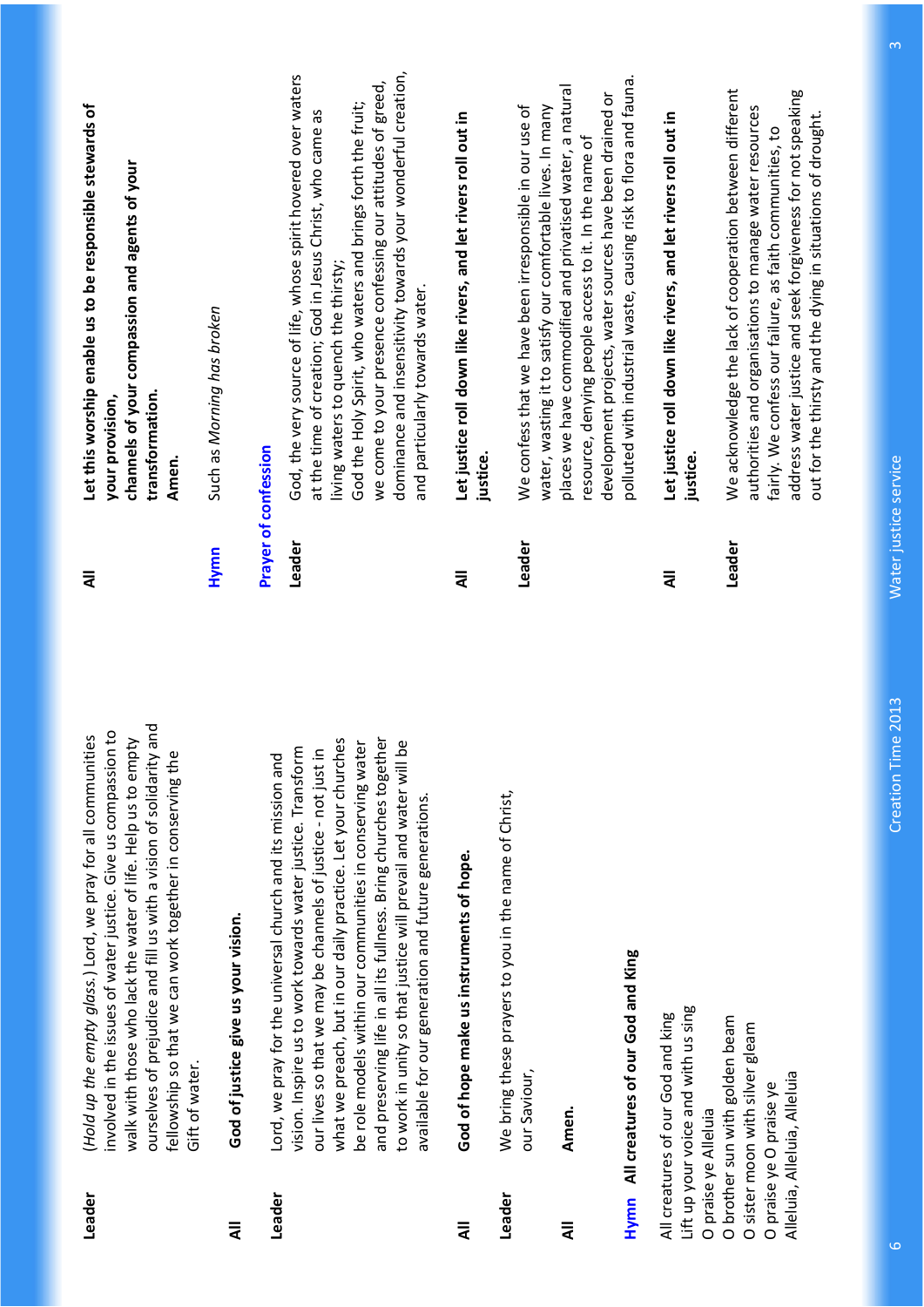**Leader** (*Hold up the empty glass.*) Lord, we pray for all communities involved in the issues of water justice. Give us compassion to walk with those who lack the water of life. Help us to empty ourselves of prejudice and fill us with a vision of solidarity and fellowship so that we can work together in conserving the Gift of water.

**All** **God of justice give us your vision.**

**Leader** Lord, we pray for the universal church and its mission and vision. Inspire us to work towards water justice. Transform our lives so that we may be channels of justice - not just in what we preach, but in our daily practice. Let your churches be role models within our communities in conserving water and preserving life in all its fullness. Bring churches together to work in unity so that justice will prevail and water will be available for our generation and future generations.

**All** **God of hope make us instruments of hope.**

**Leader** We bring these prayers to you in the name of Christ, our Saviour,

**All** **Amen.**

**Hymn** **All creatures of our God and King**

All creatures of our God and king
Lift up your voice and with us sing
O praise ye Alleluia
O brother sun with golden beam
O sister moon with silver gleam
O praise ye O praise ye
Alleluia, Alleluia, Alleluia

**All** **Let this worship enable us to be responsible stewards of your provision,**
**channels of your compassion and agents of your transformation.**
**Amen.**

**Hymn** Such as *Morning has broken*

## Prayer of confession

**Leader** God, the very source of life, whose spirit hovered over waters at the time of creation; God in Jesus Christ, who came as living waters to quench the thirsty;
God the Holy Spirit, who waters and brings forth the fruit;
we come to your presence confessing our attitudes of greed, dominance and insensitivity towards your wonderful creation, and particularly towards water.

**All** **Let justice roll down like rivers, and let rivers roll out in justice.**

**Leader** We confess that we have been irresponsible in our use of water, wasting it to satisfy our comfortable lives. In many places we have commodified and privatised water, a natural resource, denying people access to it. In the name of development projects, water sources have been drained or polluted with industrial waste, causing risk to flora and fauna.

**All** **Let justice roll down like rivers, and let rivers roll out in justice.**

**Leader** We acknowledge the lack of cooperation between different authorities and organisations to manage water resources fairly. We confess our failure, as faith communities, to address water justice and seek forgiveness for not speaking out for the thirsty and the dying in situations of drought.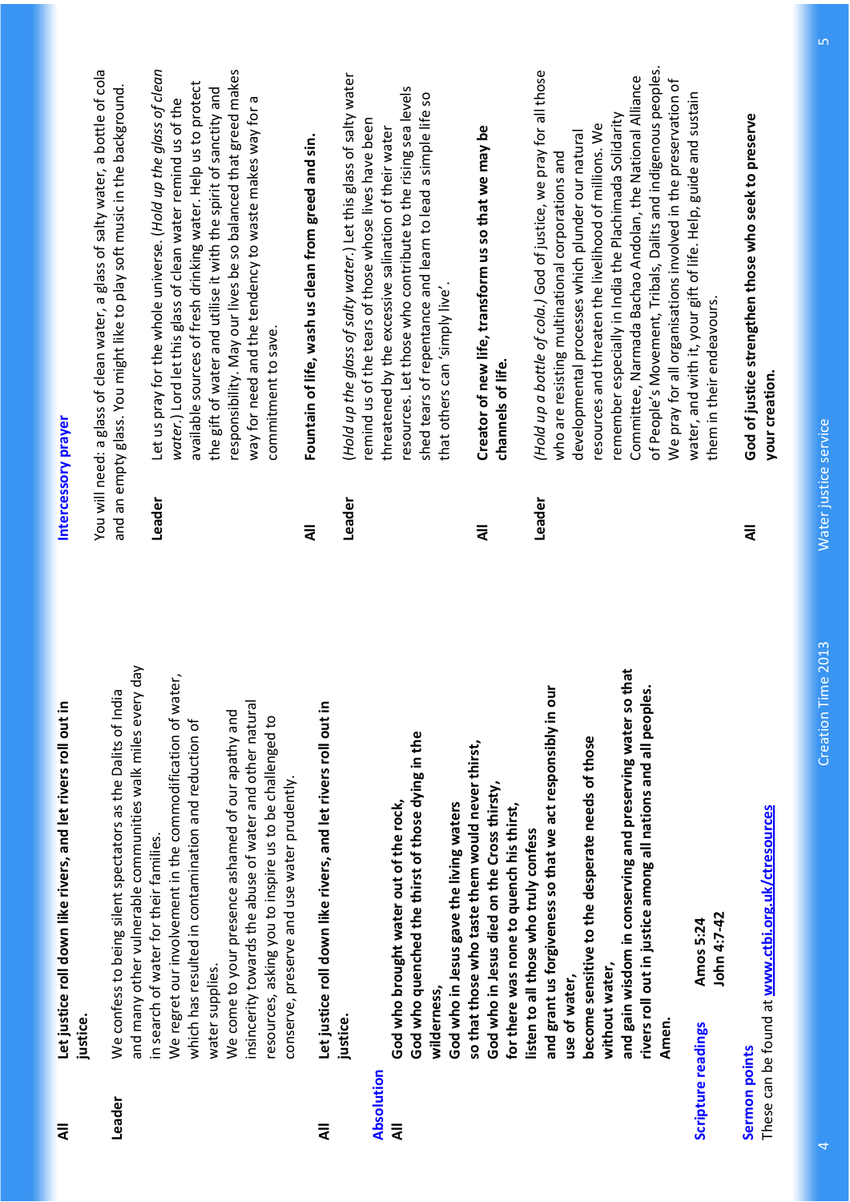**All** **Let justice roll down like rivers, and let rivers roll out in justice.**

**Leader** We confess to being silent spectators as the Dalits of India and many other vulnerable communities walk miles every day in search of water for their families.
We regret our involvement in the commodification of water, which has resulted in contamination and reduction of water supplies.
We come to your presence ashamed of our apathy and insincerity towards the abuse of water and other natural resources, asking you to inspire us to be challenged to conserve, preserve and use water prudently.

**All** **Let justice roll down like rivers, and let rivers roll out in justice.**

## Absolution

**All**
**God who brought water out of the rock,**
**God who quenched the thirst of those dying in the wilderness,**
**God who in Jesus gave the living waters**
**so that those who taste them would never thirst,**
**God who in Jesus died on the Cross thirsty,**
**for there was none to quench his thirst,**
**listen to all those who truly confess**
**and grant us forgiveness so that we act responsibly in our use of water,**
**become sensitive to the desperate needs of those without water,**
**and gain wisdom in conserving and preserving water so that rivers roll out in justice among all nations and all peoples.**
**Amen.**

## Scripture readings

**Amos 5:24**
**John 4:7-42**

## Sermon points

These can be found at www.ctbi.org.uk/ctresources

## Intercessory prayer

You will need: a glass of clean water, a glass of salty water, a bottle of cola and an empty glass. You might like to play soft music in the background.

**Leader** Let us pray for the whole universe. (*Hold up the glass of clean water.*) Lord let this glass of clean water remind us of the available sources of fresh drinking water. Help us to protect the gift of water and utilise it with the spirit of sanctity and responsibility. May our lives be so balanced that greed makes way for need and the tendency to waste makes way for a commitment to save.

**All** **Fountain of life, wash us clean from greed and sin.**

**Leader** (*Hold up the glass of salty water.*) Let this glass of salty water remind us of the tears of those whose lives have been threatened by the excessive salination of their water resources. Let those who contribute to the rising sea levels shed tears of repentance and learn to lead a simple life so that others can 'simply live'.

**All** **Creator of new life, transform us so that we may be channels of life.**

**Leader** (*Hold up a bottle of cola.*) God of justice, we pray for all those who are resisting multinational corporations and developmental processes which plunder our natural resources and threaten the livelihood of millions. We remember especially in India the Plachimada Solidarity Committee, Narmada Bachao Andolan, the National Alliance of People's Movement, Tribals, Dalits and indigenous peoples. We pray for all organisations involved in the preservation of water, and with it, your gift of life. Help, guide and sustain them in their endeavours.

**All** **God of justice strengthen those who seek to preserve your creation.**